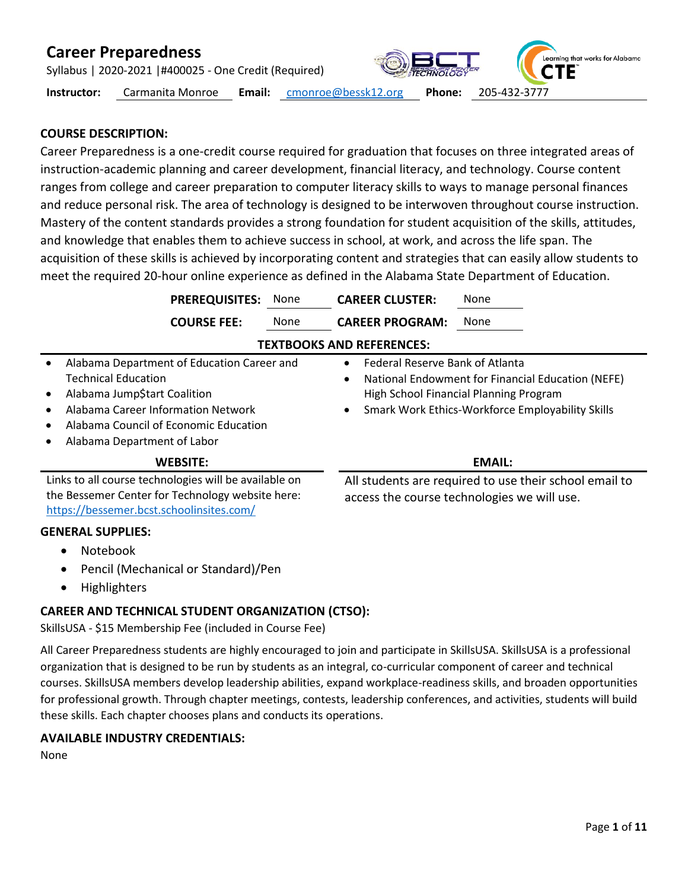# Career Preparedness

Syllabus | 2020-2021 |#400025 - One Credit (Required)

**Instructor:** Carmanita Monroe **Email:** cmonroe@bessk12.org **Phone:** 205-432-3777

## COURSE DESCRIPTION:

Career Preparedness is a one-credit course required for graduation that focuses on three integrated areas of instruction-academic planning and career development, financial literacy, and technology. Course content ranges from college and career preparation to computer literacy skills to ways to manage personal finances and reduce personal risk. The area of technology is designed to be interwoven throughout course instruction. Mastery of the content standards provides a strong foundation for student acquisition of the skills, attitudes, and knowledge that enables them to achieve success in school, at work, and across the life span. The acquisition of these skills is achieved by incorporating content and strategies that can easily allow students to meet the required 20-hour online experience as defined in the Alabama State Department of Education.

| | | | |
|---|---|---|---|
| **PREREQUISITES:** | None | **CAREER CLUSTER:** | None |
| **COURSE FEE:** | None | **CAREER PROGRAM:** | None |

## TEXTBOOKS AND REFERENCES:

- Alabama Department of Education Career and Technical Education
- Alabama Jump$tart Coalition
- Alabama Career Information Network
- Alabama Council of Economic Education
- Alabama Department of Labor
- Federal Reserve Bank of Atlanta
- National Endowment for Financial Education (NEFE) High School Financial Planning Program
- Smark Work Ethics-Workforce Employability Skills

## WEBSITE:

Links to all course technologies will be available on the Bessemer Center for Technology website here: https://bessemer.bcst.schoolinsites.com/

## EMAIL:

All students are required to use their school email to access the course technologies we will use.

## GENERAL SUPPLIES:

- Notebook
- Pencil (Mechanical or Standard)/Pen
- Highlighters

## CAREER AND TECHNICAL STUDENT ORGANIZATION (CTSO):

SkillsUSA - $15 Membership Fee (included in Course Fee)

All Career Preparedness students are highly encouraged to join and participate in SkillsUSA. SkillsUSA is a professional organization that is designed to be run by students as an integral, co-curricular component of career and technical courses. SkillsUSA members develop leadership abilities, expand workplace-readiness skills, and broaden opportunities for professional growth. Through chapter meetings, contests, leadership conferences, and activities, students will build these skills. Each chapter chooses plans and conducts its operations.

## AVAILABLE INDUSTRY CREDENTIALS:

None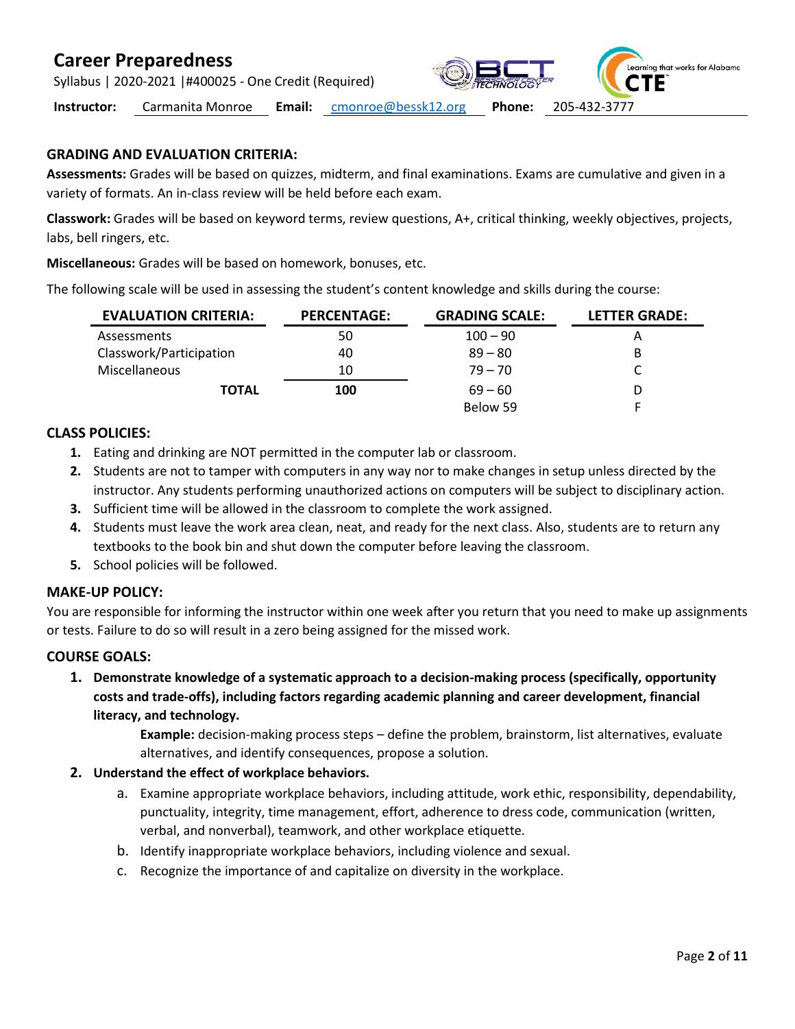## GRADING AND EVALUATION CRITERIA:

**Assessments:** Grades will be based on quizzes, midterm, and final examinations. Exams are cumulative and given in a variety of formats. An in-class review will be held before each exam.

**Classwork:** Grades will be based on keyword terms, review questions, A+, critical thinking, weekly objectives, projects, labs, bell ringers, etc.

**Miscellaneous:** Grades will be based on homework, bonuses, etc.

The following scale will be used in assessing the student's content knowledge and skills during the course:

| EVALUATION CRITERIA: | PERCENTAGE: | GRADING SCALE: | LETTER GRADE: |
|---|---|---|---|
| Assessments | 50 | 100 – 90 | A |
| Classwork/Participation | 40 | 89 – 80 | B |
| Miscellaneous | 10 | 79 – 70 | C |
| **TOTAL** | **100** | 69 – 60 | D |
| | | Below 59 | F |

## CLASS POLICIES:

1. Eating and drinking are NOT permitted in the computer lab or classroom.
2. Students are not to tamper with computers in any way nor to make changes in setup unless directed by the instructor. Any students performing unauthorized actions on computers will be subject to disciplinary action.
3. Sufficient time will be allowed in the classroom to complete the work assigned.
4. Students must leave the work area clean, neat, and ready for the next class. Also, students are to return any textbooks to the book bin and shut down the computer before leaving the classroom.
5. School policies will be followed.

## MAKE-UP POLICY:

You are responsible for informing the instructor within one week after you return that you need to make up assignments or tests. Failure to do so will result in a zero being assigned for the missed work.

## COURSE GOALS:

1. **Demonstrate knowledge of a systematic approach to a decision-making process (specifically, opportunity costs and trade-offs), including factors regarding academic planning and career development, financial literacy, and technology.**

   **Example:** decision-making process steps – define the problem, brainstorm, list alternatives, evaluate alternatives, and identify consequences, propose a solution.

2. **Understand the effect of workplace behaviors.**
   a. Examine appropriate workplace behaviors, including attitude, work ethic, responsibility, dependability, punctuality, integrity, time management, effort, adherence to dress code, communication (written, verbal, and nonverbal), teamwork, and other workplace etiquette.
   b. Identify inappropriate workplace behaviors, including violence and sexual.
   c. Recognize the importance of and capitalize on diversity in the workplace.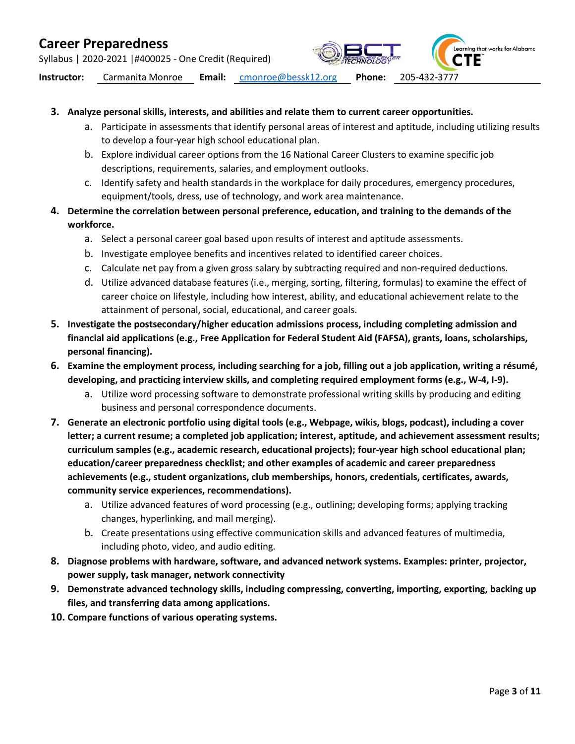3. **Analyze personal skills, interests, and abilities and relate them to current career opportunities.**
    a. Participate in assessments that identify personal areas of interest and aptitude, including utilizing results to develop a four-year high school educational plan.
    b. Explore individual career options from the 16 National Career Clusters to examine specific job descriptions, requirements, salaries, and employment outlooks.
    c. Identify safety and health standards in the workplace for daily procedures, emergency procedures, equipment/tools, dress, use of technology, and work area maintenance.
4. **Determine the correlation between personal preference, education, and training to the demands of the workforce.**
    a. Select a personal career goal based upon results of interest and aptitude assessments.
    b. Investigate employee benefits and incentives related to identified career choices.
    c. Calculate net pay from a given gross salary by subtracting required and non-required deductions.
    d. Utilize advanced database features (i.e., merging, sorting, filtering, formulas) to examine the effect of career choice on lifestyle, including how interest, ability, and educational achievement relate to the attainment of personal, social, educational, and career goals.
5. **Investigate the postsecondary/higher education admissions process, including completing admission and financial aid applications (e.g., Free Application for Federal Student Aid (FAFSA), grants, loans, scholarships, personal financing).**
6. **Examine the employment process, including searching for a job, filling out a job application, writing a résumé, developing, and practicing interview skills, and completing required employment forms (e.g., W-4, I-9).**
    a. Utilize word processing software to demonstrate professional writing skills by producing and editing business and personal correspondence documents.
7. **Generate an electronic portfolio using digital tools (e.g., Webpage, wikis, blogs, podcast), including a cover letter; a current resume; a completed job application; interest, aptitude, and achievement assessment results; curriculum samples (e.g., academic research, educational projects); four-year high school educational plan; education/career preparedness checklist; and other examples of academic and career preparedness achievements (e.g., student organizations, club memberships, honors, credentials, certificates, awards, community service experiences, recommendations).**
    a. Utilize advanced features of word processing (e.g., outlining; developing forms; applying tracking changes, hyperlinking, and mail merging).
    b. Create presentations using effective communication skills and advanced features of multimedia, including photo, video, and audio editing.
8. **Diagnose problems with hardware, software, and advanced network systems. Examples: printer, projector, power supply, task manager, network connectivity**
9. **Demonstrate advanced technology skills, including compressing, converting, importing, exporting, backing up files, and transferring data among applications.**
10. **Compare functions of various operating systems.**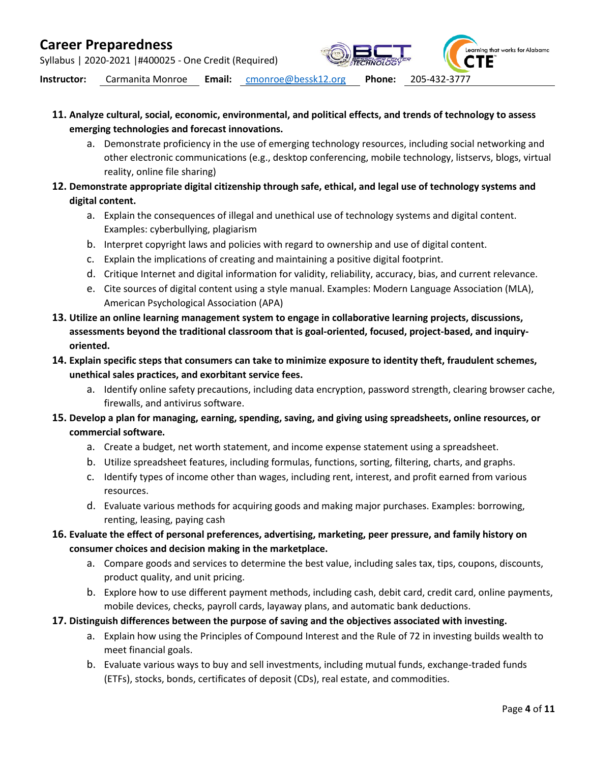11. **Analyze cultural, social, economic, environmental, and political effects, and trends of technology to assess emerging technologies and forecast innovations.**
    a. Demonstrate proficiency in the use of emerging technology resources, including social networking and other electronic communications (e.g., desktop conferencing, mobile technology, listservs, blogs, virtual reality, online file sharing)
12. **Demonstrate appropriate digital citizenship through safe, ethical, and legal use of technology systems and digital content.**
    a. Explain the consequences of illegal and unethical use of technology systems and digital content. Examples: cyberbullying, plagiarism
    b. Interpret copyright laws and policies with regard to ownership and use of digital content.
    c. Explain the implications of creating and maintaining a positive digital footprint.
    d. Critique Internet and digital information for validity, reliability, accuracy, bias, and current relevance.
    e. Cite sources of digital content using a style manual. Examples: Modern Language Association (MLA), American Psychological Association (APA)
13. **Utilize an online learning management system to engage in collaborative learning projects, discussions, assessments beyond the traditional classroom that is goal-oriented, focused, project-based, and inquiry-oriented.**
14. **Explain specific steps that consumers can take to minimize exposure to identity theft, fraudulent schemes, unethical sales practices, and exorbitant service fees.**
    a. Identify online safety precautions, including data encryption, password strength, clearing browser cache, firewalls, and antivirus software.
15. **Develop a plan for managing, earning, spending, saving, and giving using spreadsheets, online resources, or commercial software.**
    a. Create a budget, net worth statement, and income expense statement using a spreadsheet.
    b. Utilize spreadsheet features, including formulas, functions, sorting, filtering, charts, and graphs.
    c. Identify types of income other than wages, including rent, interest, and profit earned from various resources.
    d. Evaluate various methods for acquiring goods and making major purchases. Examples: borrowing, renting, leasing, paying cash
16. **Evaluate the effect of personal preferences, advertising, marketing, peer pressure, and family history on consumer choices and decision making in the marketplace.**
    a. Compare goods and services to determine the best value, including sales tax, tips, coupons, discounts, product quality, and unit pricing.
    b. Explore how to use different payment methods, including cash, debit card, credit card, online payments, mobile devices, checks, payroll cards, layaway plans, and automatic bank deductions.
17. **Distinguish differences between the purpose of saving and the objectives associated with investing.**
    a. Explain how using the Principles of Compound Interest and the Rule of 72 in investing builds wealth to meet financial goals.
    b. Evaluate various ways to buy and sell investments, including mutual funds, exchange-traded funds (ETFs), stocks, bonds, certificates of deposit (CDs), real estate, and commodities.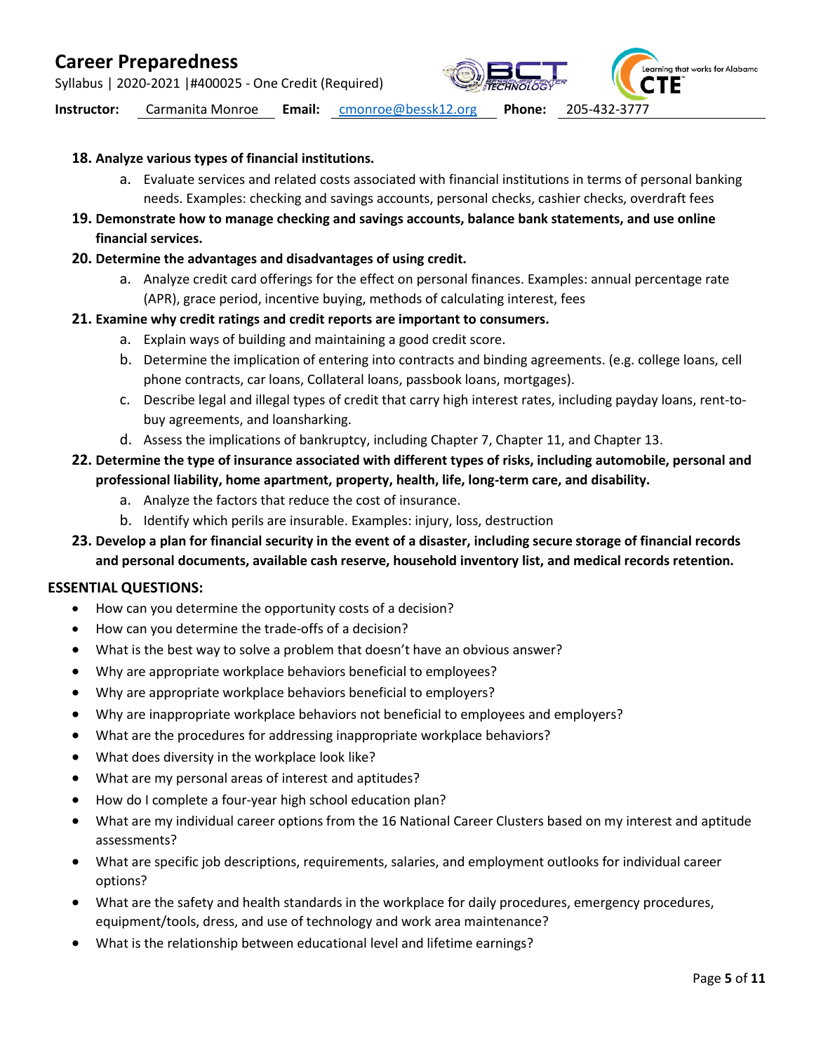18. **Analyze various types of financial institutions.**
    a. Evaluate services and related costs associated with financial institutions in terms of personal banking needs. Examples: checking and savings accounts, personal checks, cashier checks, overdraft fees
19. **Demonstrate how to manage checking and savings accounts, balance bank statements, and use online financial services.**
20. **Determine the advantages and disadvantages of using credit.**
    a. Analyze credit card offerings for the effect on personal finances. Examples: annual percentage rate (APR), grace period, incentive buying, methods of calculating interest, fees
21. **Examine why credit ratings and credit reports are important to consumers.**
    a. Explain ways of building and maintaining a good credit score.
    b. Determine the implication of entering into contracts and binding agreements. (e.g. college loans, cell phone contracts, car loans, Collateral loans, passbook loans, mortgages).
    c. Describe legal and illegal types of credit that carry high interest rates, including payday loans, rent-to-buy agreements, and loansharking.
    d. Assess the implications of bankruptcy, including Chapter 7, Chapter 11, and Chapter 13.
22. **Determine the type of insurance associated with different types of risks, including automobile, personal and professional liability, home apartment, property, health, life, long-term care, and disability.**
    a. Analyze the factors that reduce the cost of insurance.
    b. Identify which perils are insurable. Examples: injury, loss, destruction
23. **Develop a plan for financial security in the event of a disaster, including secure storage of financial records and personal documents, available cash reserve, household inventory list, and medical records retention.**

## ESSENTIAL QUESTIONS:

- How can you determine the opportunity costs of a decision?
- How can you determine the trade-offs of a decision?
- What is the best way to solve a problem that doesn't have an obvious answer?
- Why are appropriate workplace behaviors beneficial to employees?
- Why are appropriate workplace behaviors beneficial to employers?
- Why are inappropriate workplace behaviors not beneficial to employees and employers?
- What are the procedures for addressing inappropriate workplace behaviors?
- What does diversity in the workplace look like?
- What are my personal areas of interest and aptitudes?
- How do I complete a four-year high school education plan?
- What are my individual career options from the 16 National Career Clusters based on my interest and aptitude assessments?
- What are specific job descriptions, requirements, salaries, and employment outlooks for individual career options?
- What are the safety and health standards in the workplace for daily procedures, emergency procedures, equipment/tools, dress, and use of technology and work area maintenance?
- What is the relationship between educational level and lifetime earnings?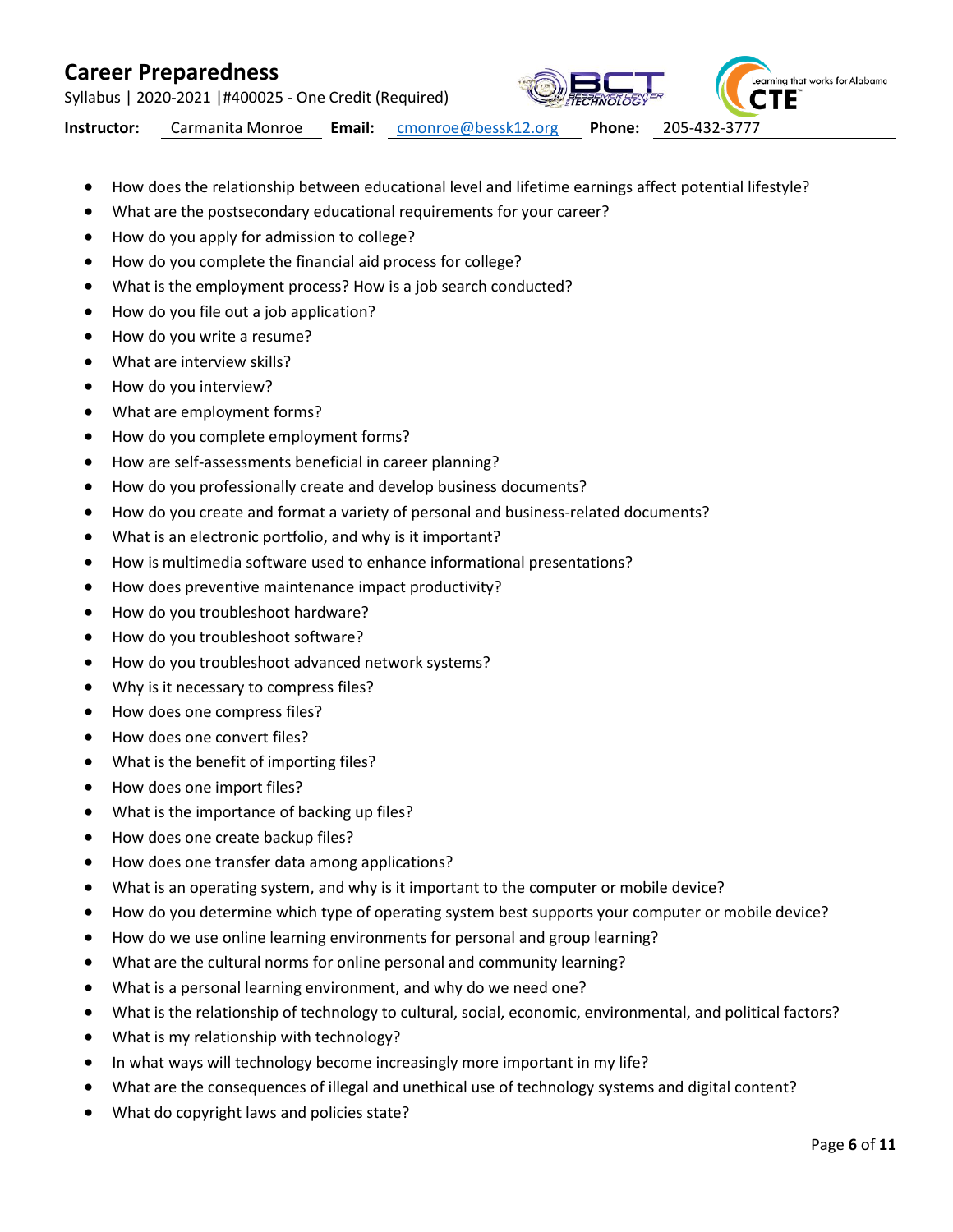- How does the relationship between educational level and lifetime earnings affect potential lifestyle?
- What are the postsecondary educational requirements for your career?
- How do you apply for admission to college?
- How do you complete the financial aid process for college?
- What is the employment process? How is a job search conducted?
- How do you file out a job application?
- How do you write a resume?
- What are interview skills?
- How do you interview?
- What are employment forms?
- How do you complete employment forms?
- How are self-assessments beneficial in career planning?
- How do you professionally create and develop business documents?
- How do you create and format a variety of personal and business-related documents?
- What is an electronic portfolio, and why is it important?
- How is multimedia software used to enhance informational presentations?
- How does preventive maintenance impact productivity?
- How do you troubleshoot hardware?
- How do you troubleshoot software?
- How do you troubleshoot advanced network systems?
- Why is it necessary to compress files?
- How does one compress files?
- How does one convert files?
- What is the benefit of importing files?
- How does one import files?
- What is the importance of backing up files?
- How does one create backup files?
- How does one transfer data among applications?
- What is an operating system, and why is it important to the computer or mobile device?
- How do you determine which type of operating system best supports your computer or mobile device?
- How do we use online learning environments for personal and group learning?
- What are the cultural norms for online personal and community learning?
- What is a personal learning environment, and why do we need one?
- What is the relationship of technology to cultural, social, economic, environmental, and political factors?
- What is my relationship with technology?
- In what ways will technology become increasingly more important in my life?
- What are the consequences of illegal and unethical use of technology systems and digital content?
- What do copyright laws and policies state?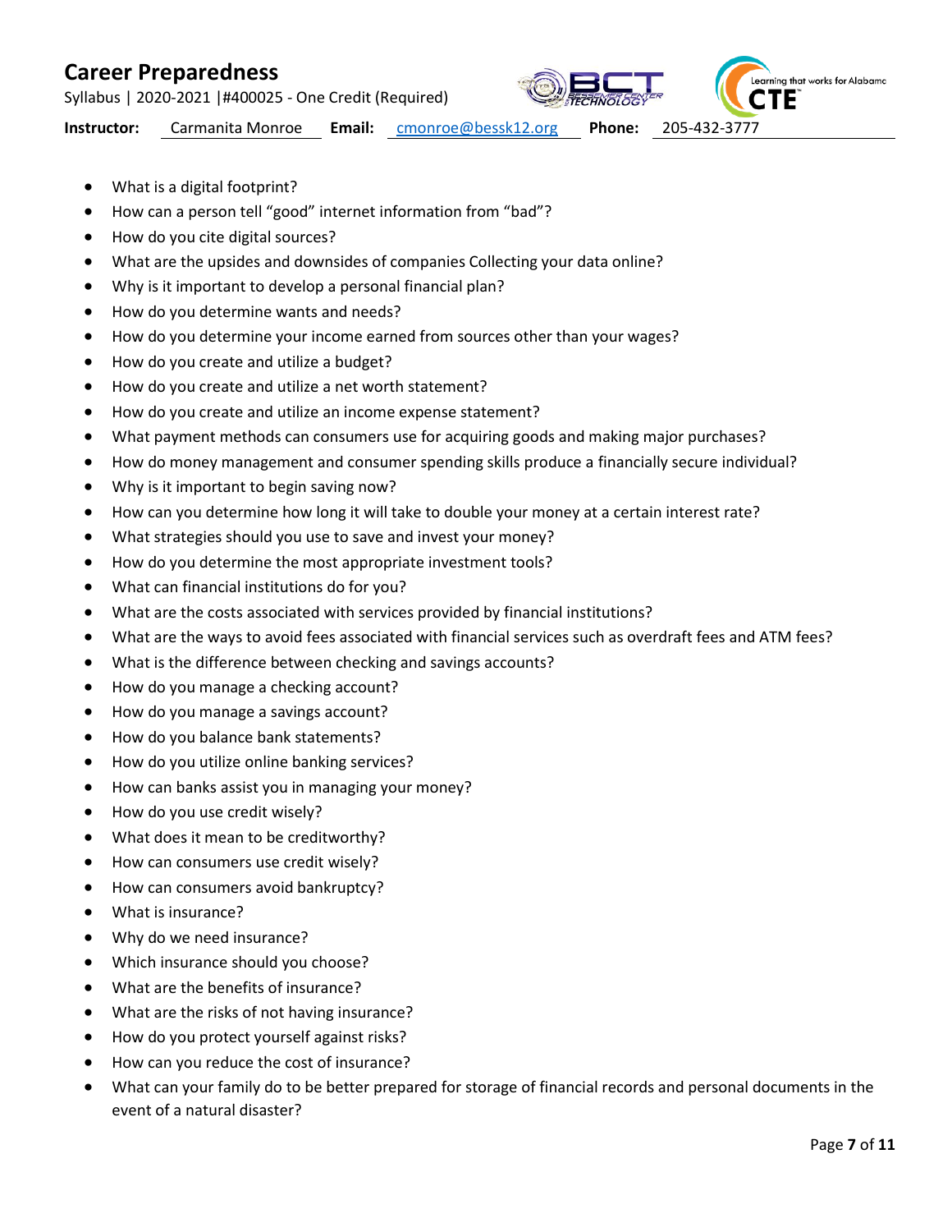- What is a digital footprint?
- How can a person tell "good" internet information from "bad"?
- How do you cite digital sources?
- What are the upsides and downsides of companies Collecting your data online?
- Why is it important to develop a personal financial plan?
- How do you determine wants and needs?
- How do you determine your income earned from sources other than your wages?
- How do you create and utilize a budget?
- How do you create and utilize a net worth statement?
- How do you create and utilize an income expense statement?
- What payment methods can consumers use for acquiring goods and making major purchases?
- How do money management and consumer spending skills produce a financially secure individual?
- Why is it important to begin saving now?
- How can you determine how long it will take to double your money at a certain interest rate?
- What strategies should you use to save and invest your money?
- How do you determine the most appropriate investment tools?
- What can financial institutions do for you?
- What are the costs associated with services provided by financial institutions?
- What are the ways to avoid fees associated with financial services such as overdraft fees and ATM fees?
- What is the difference between checking and savings accounts?
- How do you manage a checking account?
- How do you manage a savings account?
- How do you balance bank statements?
- How do you utilize online banking services?
- How can banks assist you in managing your money?
- How do you use credit wisely?
- What does it mean to be creditworthy?
- How can consumers use credit wisely?
- How can consumers avoid bankruptcy?
- What is insurance?
- Why do we need insurance?
- Which insurance should you choose?
- What are the benefits of insurance?
- What are the risks of not having insurance?
- How do you protect yourself against risks?
- How can you reduce the cost of insurance?
- What can your family do to be better prepared for storage of financial records and personal documents in the event of a natural disaster?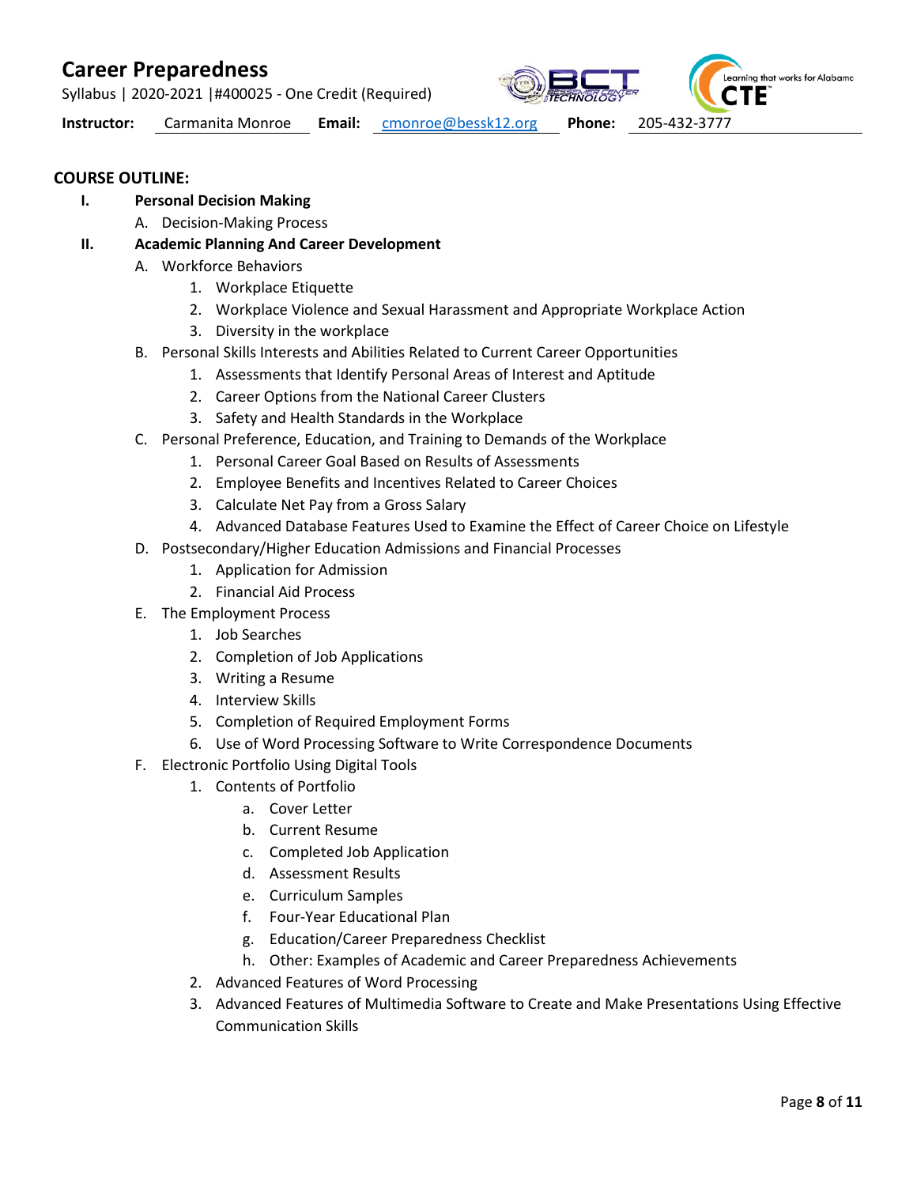## COURSE OUTLINE:

- **I. Personal Decision Making**
  - A. Decision-Making Process
- **II. Academic Planning And Career Development**
  - A. Workforce Behaviors
    1. Workplace Etiquette
    2. Workplace Violence and Sexual Harassment and Appropriate Workplace Action
    3. Diversity in the workplace
  - B. Personal Skills Interests and Abilities Related to Current Career Opportunities
    1. Assessments that Identify Personal Areas of Interest and Aptitude
    2. Career Options from the National Career Clusters
    3. Safety and Health Standards in the Workplace
  - C. Personal Preference, Education, and Training to Demands of the Workplace
    1. Personal Career Goal Based on Results of Assessments
    2. Employee Benefits and Incentives Related to Career Choices
    3. Calculate Net Pay from a Gross Salary
    4. Advanced Database Features Used to Examine the Effect of Career Choice on Lifestyle
  - D. Postsecondary/Higher Education Admissions and Financial Processes
    1. Application for Admission
    2. Financial Aid Process
  - E. The Employment Process
    1. Job Searches
    2. Completion of Job Applications
    3. Writing a Resume
    4. Interview Skills
    5. Completion of Required Employment Forms
    6. Use of Word Processing Software to Write Correspondence Documents
  - F. Electronic Portfolio Using Digital Tools
    1. Contents of Portfolio
       - a. Cover Letter
       - b. Current Resume
       - c. Completed Job Application
       - d. Assessment Results
       - e. Curriculum Samples
       - f. Four-Year Educational Plan
       - g. Education/Career Preparedness Checklist
       - h. Other: Examples of Academic and Career Preparedness Achievements
    2. Advanced Features of Word Processing
    3. Advanced Features of Multimedia Software to Create and Make Presentations Using Effective Communication Skills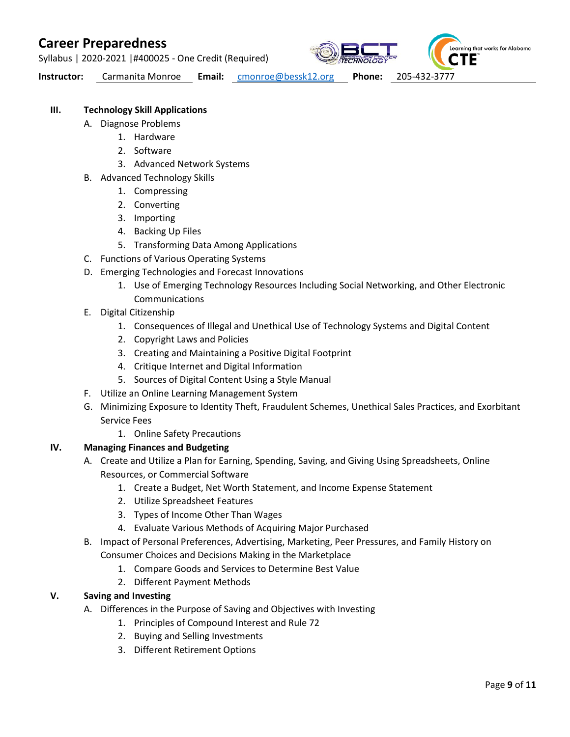- **III. Technology Skill Applications**
  - A. Diagnose Problems
    1. Hardware
    2. Software
    3. Advanced Network Systems
  - B. Advanced Technology Skills
    1. Compressing
    2. Converting
    3. Importing
    4. Backing Up Files
    5. Transforming Data Among Applications
  - C. Functions of Various Operating Systems
  - D. Emerging Technologies and Forecast Innovations
    1. Use of Emerging Technology Resources Including Social Networking, and Other Electronic Communications
  - E. Digital Citizenship
    1. Consequences of Illegal and Unethical Use of Technology Systems and Digital Content
    2. Copyright Laws and Policies
    3. Creating and Maintaining a Positive Digital Footprint
    4. Critique Internet and Digital Information
    5. Sources of Digital Content Using a Style Manual
  - F. Utilize an Online Learning Management System
  - G. Minimizing Exposure to Identity Theft, Fraudulent Schemes, Unethical Sales Practices, and Exorbitant Service Fees
    1. Online Safety Precautions
- **IV. Managing Finances and Budgeting**
  - A. Create and Utilize a Plan for Earning, Spending, Saving, and Giving Using Spreadsheets, Online Resources, or Commercial Software
    1. Create a Budget, Net Worth Statement, and Income Expense Statement
    2. Utilize Spreadsheet Features
    3. Types of Income Other Than Wages
    4. Evaluate Various Methods of Acquiring Major Purchased
  - B. Impact of Personal Preferences, Advertising, Marketing, Peer Pressures, and Family History on Consumer Choices and Decisions Making in the Marketplace
    1. Compare Goods and Services to Determine Best Value
    2. Different Payment Methods
- **V. Saving and Investing**
  - A. Differences in the Purpose of Saving and Objectives with Investing
    1. Principles of Compound Interest and Rule 72
    2. Buying and Selling Investments
    3. Different Retirement Options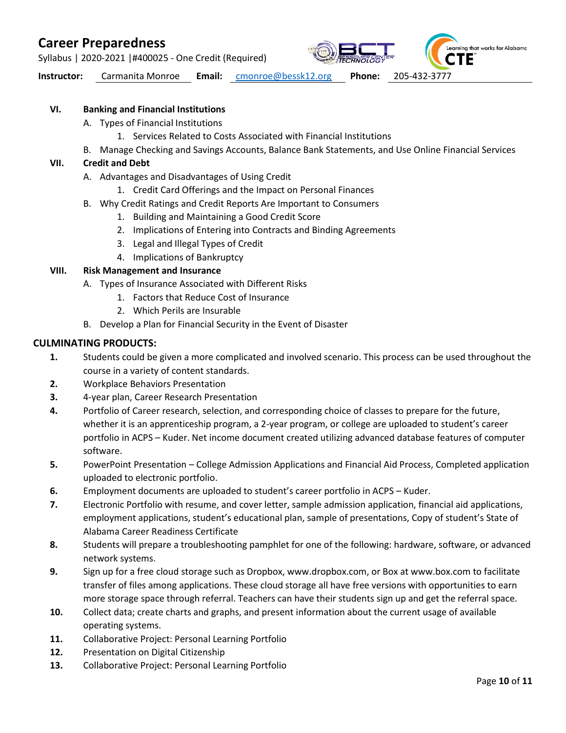VI. **Banking and Financial Institutions**

A. Types of Financial Institutions

1. Services Related to Costs Associated with Financial Institutions

B. Manage Checking and Savings Accounts, Balance Bank Statements, and Use Online Financial Services

VII. **Credit and Debt**

A. Advantages and Disadvantages of Using Credit

1. Credit Card Offerings and the Impact on Personal Finances

B. Why Credit Ratings and Credit Reports Are Important to Consumers

1. Building and Maintaining a Good Credit Score
2. Implications of Entering into Contracts and Binding Agreements
3. Legal and Illegal Types of Credit
4. Implications of Bankruptcy

VIII. **Risk Management and Insurance**

A. Types of Insurance Associated with Different Risks

1. Factors that Reduce Cost of Insurance
2. Which Perils are Insurable

B. Develop a Plan for Financial Security in the Event of Disaster

## CULMINATING PRODUCTS:

1. Students could be given a more complicated and involved scenario. This process can be used throughout the course in a variety of content standards.
2. Workplace Behaviors Presentation
3. 4-year plan, Career Research Presentation
4. Portfolio of Career research, selection, and corresponding choice of classes to prepare for the future, whether it is an apprenticeship program, a 2-year program, or college are uploaded to student's career portfolio in ACPS – Kuder. Net income document created utilizing advanced database features of computer software.
5. PowerPoint Presentation – College Admission Applications and Financial Aid Process, Completed application uploaded to electronic portfolio.
6. Employment documents are uploaded to student's career portfolio in ACPS – Kuder.
7. Electronic Portfolio with resume, and cover letter, sample admission application, financial aid applications, employment applications, student's educational plan, sample of presentations, Copy of student's State of Alabama Career Readiness Certificate
8. Students will prepare a troubleshooting pamphlet for one of the following: hardware, software, or advanced network systems.
9. Sign up for a free cloud storage such as Dropbox, www.dropbox.com, or Box at www.box.com to facilitate transfer of files among applications. These cloud storage all have free versions with opportunities to earn more storage space through referral. Teachers can have their students sign up and get the referral space.
10. Collect data; create charts and graphs, and present information about the current usage of available operating systems.
11. Collaborative Project: Personal Learning Portfolio
12. Presentation on Digital Citizenship
13. Collaborative Project: Personal Learning Portfolio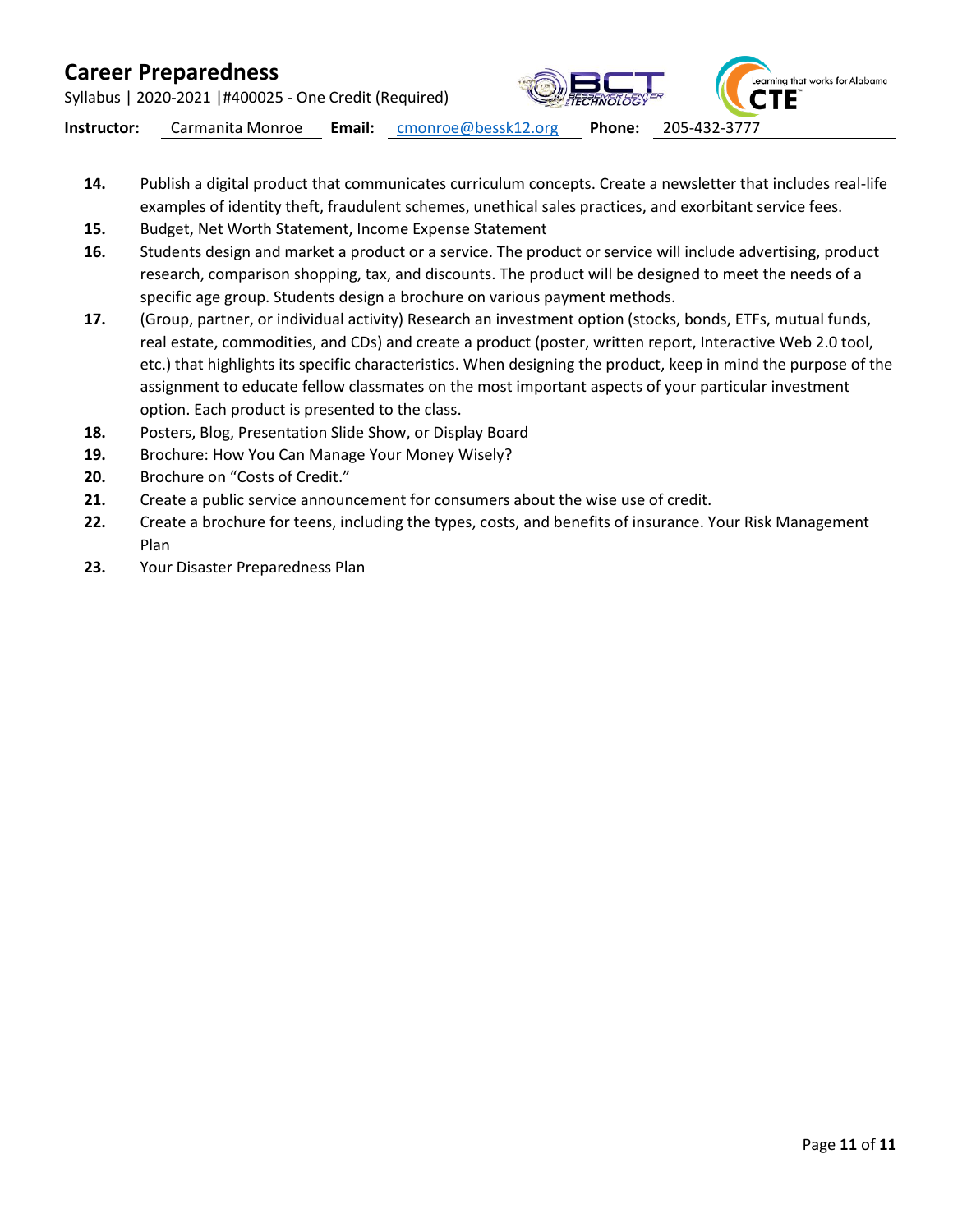14. Publish a digital product that communicates curriculum concepts. Create a newsletter that includes real-life examples of identity theft, fraudulent schemes, unethical sales practices, and exorbitant service fees.
15. Budget, Net Worth Statement, Income Expense Statement
16. Students design and market a product or a service. The product or service will include advertising, product research, comparison shopping, tax, and discounts. The product will be designed to meet the needs of a specific age group. Students design a brochure on various payment methods.
17. (Group, partner, or individual activity) Research an investment option (stocks, bonds, ETFs, mutual funds, real estate, commodities, and CDs) and create a product (poster, written report, Interactive Web 2.0 tool, etc.) that highlights its specific characteristics. When designing the product, keep in mind the purpose of the assignment to educate fellow classmates on the most important aspects of your particular investment option. Each product is presented to the class.
18. Posters, Blog, Presentation Slide Show, or Display Board
19. Brochure: How You Can Manage Your Money Wisely?
20. Brochure on "Costs of Credit."
21. Create a public service announcement for consumers about the wise use of credit.
22. Create a brochure for teens, including the types, costs, and benefits of insurance. Your Risk Management Plan
23. Your Disaster Preparedness Plan